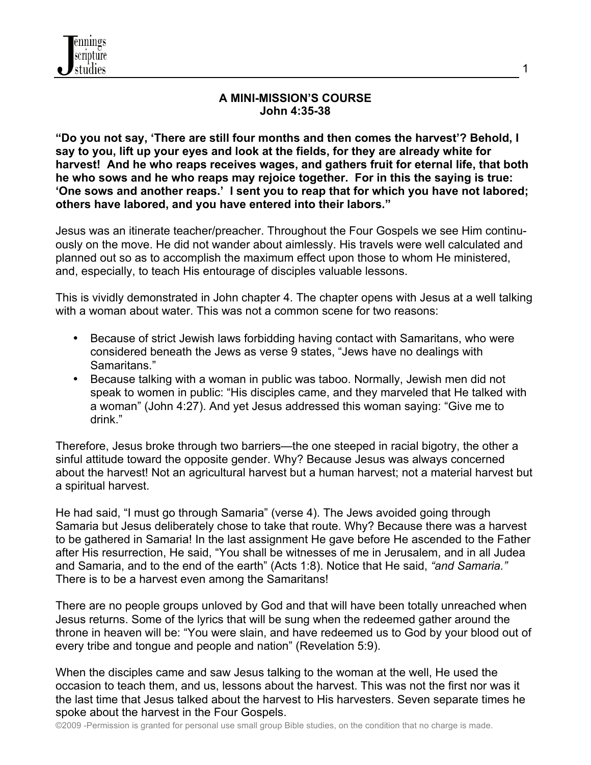## A MINI-MISSION'S COURSE
## John 4:35-38

**"Do you not say, 'There are still four months and then comes the harvest'? Behold, I say to you, lift up your eyes and look at the fields, for they are already white for harvest! And he who reaps receives wages, and gathers fruit for eternal life, that both he who sows and he who reaps may rejoice together. For in this the saying is true: 'One sows and another reaps.' I sent you to reap that for which you have not labored; others have labored, and you have entered into their labors."**

Jesus was an itinerate teacher/preacher. Throughout the Four Gospels we see Him continuously on the move. He did not wander about aimlessly. His travels were well calculated and planned out so as to accomplish the maximum effect upon those to whom He ministered, and, especially, to teach His entourage of disciples valuable lessons.

This is vividly demonstrated in John chapter 4. The chapter opens with Jesus at a well talking with a woman about water. This was not a common scene for two reasons:

- Because of strict Jewish laws forbidding having contact with Samaritans, who were considered beneath the Jews as verse 9 states, "Jews have no dealings with Samaritans."
- Because talking with a woman in public was taboo. Normally, Jewish men did not speak to women in public: "His disciples came, and they marveled that He talked with a woman" (John 4:27). And yet Jesus addressed this woman saying: "Give me to drink."

Therefore, Jesus broke through two barriers—the one steeped in racial bigotry, the other a sinful attitude toward the opposite gender. Why? Because Jesus was always concerned about the harvest! Not an agricultural harvest but a human harvest; not a material harvest but a spiritual harvest.

He had said, "I must go through Samaria" (verse 4). The Jews avoided going through Samaria but Jesus deliberately chose to take that route. Why? Because there was a harvest to be gathered in Samaria! In the last assignment He gave before He ascended to the Father after His resurrection, He said, "You shall be witnesses of me in Jerusalem, and in all Judea and Samaria, and to the end of the earth" (Acts 1:8). Notice that He said, *"and Samaria."* There is to be a harvest even among the Samaritans!

There are no people groups unloved by God and that will have been totally unreached when Jesus returns. Some of the lyrics that will be sung when the redeemed gather around the throne in heaven will be: "You were slain, and have redeemed us to God by your blood out of every tribe and tongue and people and nation" (Revelation 5:9).

When the disciples came and saw Jesus talking to the woman at the well, He used the occasion to teach them, and us, lessons about the harvest. This was not the first nor was it the last time that Jesus talked about the harvest to His harvesters. Seven separate times he spoke about the harvest in the Four Gospels.

©2009 -Permission is granted for personal use small group Bible studies, on the condition that no charge is made.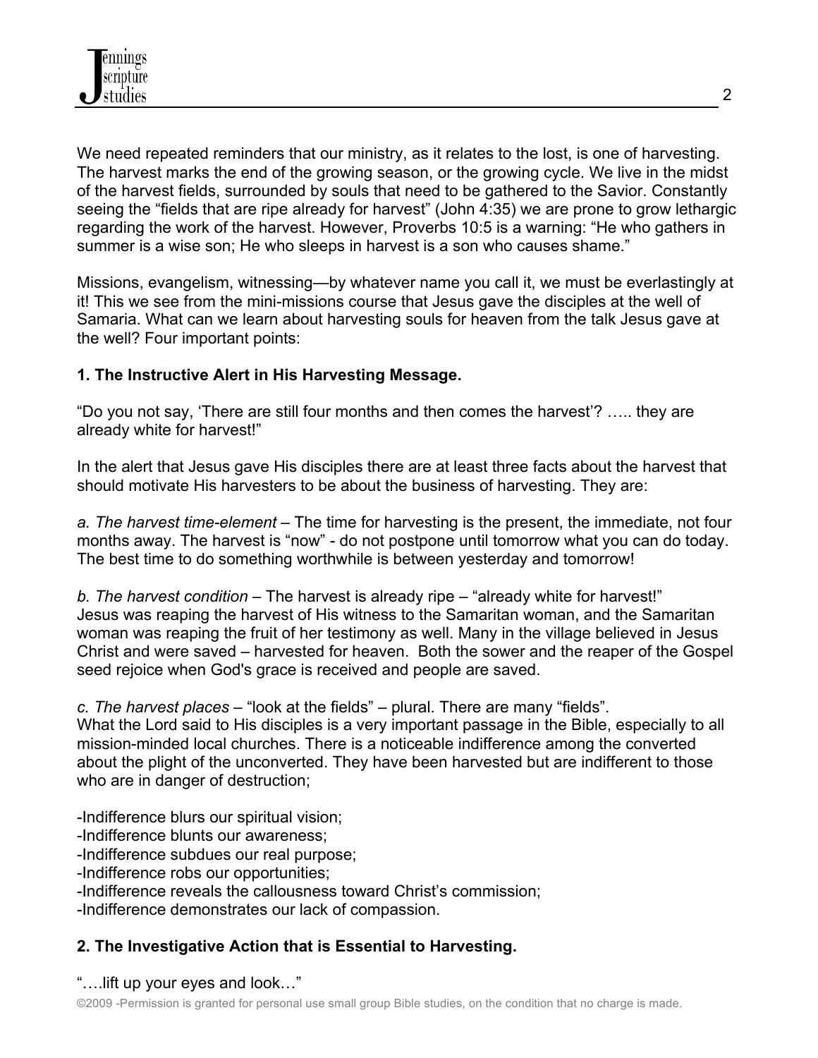We need repeated reminders that our ministry, as it relates to the lost, is one of harvesting. The harvest marks the end of the growing season, or the growing cycle. We live in the midst of the harvest fields, surrounded by souls that need to be gathered to the Savior. Constantly seeing the "fields that are ripe already for harvest" (John 4:35) we are prone to grow lethargic regarding the work of the harvest. However, Proverbs 10:5 is a warning: "He who gathers in summer is a wise son; He who sleeps in harvest is a son who causes shame."

Missions, evangelism, witnessing—by whatever name you call it, we must be everlastingly at it! This we see from the mini-missions course that Jesus gave the disciples at the well of Samaria. What can we learn about harvesting souls for heaven from the talk Jesus gave at the well? Four important points:

**1. The Instructive Alert in His Harvesting Message.**

"Do you not say, 'There are still four months and then comes the harvest'? ….. they are already white for harvest!"

In the alert that Jesus gave His disciples there are at least three facts about the harvest that should motivate His harvesters to be about the business of harvesting. They are:

*a. The harvest time-element* – The time for harvesting is the present, the immediate, not four months away. The harvest is "now" - do not postpone until tomorrow what you can do today. The best time to do something worthwhile is between yesterday and tomorrow!

*b. The harvest condition* – The harvest is already ripe – "already white for harvest!" Jesus was reaping the harvest of His witness to the Samaritan woman, and the Samaritan woman was reaping the fruit of her testimony as well. Many in the village believed in Jesus Christ and were saved – harvested for heaven. Both the sower and the reaper of the Gospel seed rejoice when God's grace is received and people are saved.

*c. The harvest places* – "look at the fields" – plural. There are many "fields". What the Lord said to His disciples is a very important passage in the Bible, especially to all mission-minded local churches. There is a noticeable indifference among the converted about the plight of the unconverted. They have been harvested but are indifferent to those who are in danger of destruction;

-Indifference blurs our spiritual vision;
-Indifference blunts our awareness;
-Indifference subdues our real purpose;
-Indifference robs our opportunities;
-Indifference reveals the callousness toward Christ's commission;
-Indifference demonstrates our lack of compassion.

**2. The Investigative Action that is Essential to Harvesting.**

"….lift up your eyes and look…"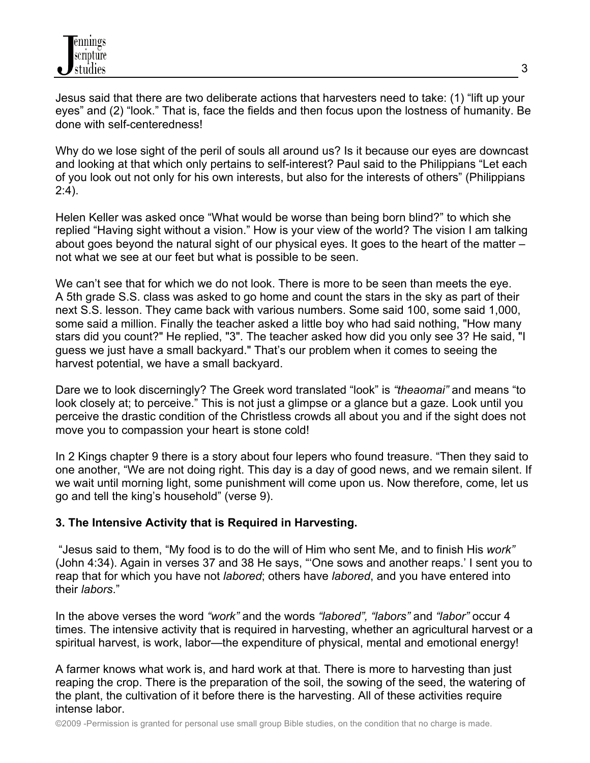Jesus said that there are two deliberate actions that harvesters need to take: (1) “lift up your eyes” and (2) “look.” That is, face the fields and then focus upon the lostness of humanity. Be done with self-centeredness!

Why do we lose sight of the peril of souls all around us? Is it because our eyes are downcast and looking at that which only pertains to self-interest? Paul said to the Philippians “Let each of you look out not only for his own interests, but also for the interests of others” (Philippians 2:4).

Helen Keller was asked once “What would be worse than being born blind?” to which she replied “Having sight without a vision.” How is your view of the world? The vision I am talking about goes beyond the natural sight of our physical eyes. It goes to the heart of the matter – not what we see at our feet but what is possible to be seen.

We can’t see that for which we do not look. There is more to be seen than meets the eye. A 5th grade S.S. class was asked to go home and count the stars in the sky as part of their next S.S. lesson. They came back with various numbers. Some said 100, some said 1,000, some said a million. Finally the teacher asked a little boy who had said nothing, "How many stars did you count?" He replied, "3". The teacher asked how did you only see 3? He said, "I guess we just have a small backyard." That’s our problem when it comes to seeing the harvest potential, we have a small backyard.

Dare we to look discerningly? The Greek word translated “look” is *“theaomai”* and means “to look closely at; to perceive.” This is not just a glimpse or a glance but a gaze. Look until you perceive the drastic condition of the Christless crowds all about you and if the sight does not move you to compassion your heart is stone cold!

In 2 Kings chapter 9 there is a story about four lepers who found treasure. “Then they said to one another, “We are not doing right. This day is a day of good news, and we remain silent. If we wait until morning light, some punishment will come upon us. Now therefore, come, let us go and tell the king’s household” (verse 9).

**3. The Intensive Activity that is Required in Harvesting.**

“Jesus said to them, “My food is to do the will of Him who sent Me, and to finish His *work”* (John 4:34). Again in verses 37 and 38 He says, “‘One sows and another reaps.’ I sent you to reap that for which you have not *labored*; others have *labored*, and you have entered into their *labors*.”

In the above verses the word *“work”* and the words *“labored”, “labors”* and *“labor”* occur 4 times. The intensive activity that is required in harvesting, whether an agricultural harvest or a spiritual harvest, is work, labor—the expenditure of physical, mental and emotional energy!

A farmer knows what work is, and hard work at that. There is more to harvesting than just reaping the crop. There is the preparation of the soil, the sowing of the seed, the watering of the plant, the cultivation of it before there is the harvesting. All of these activities require intense labor.

©2009 -Permission is granted for personal use small group Bible studies, on the condition that no charge is made.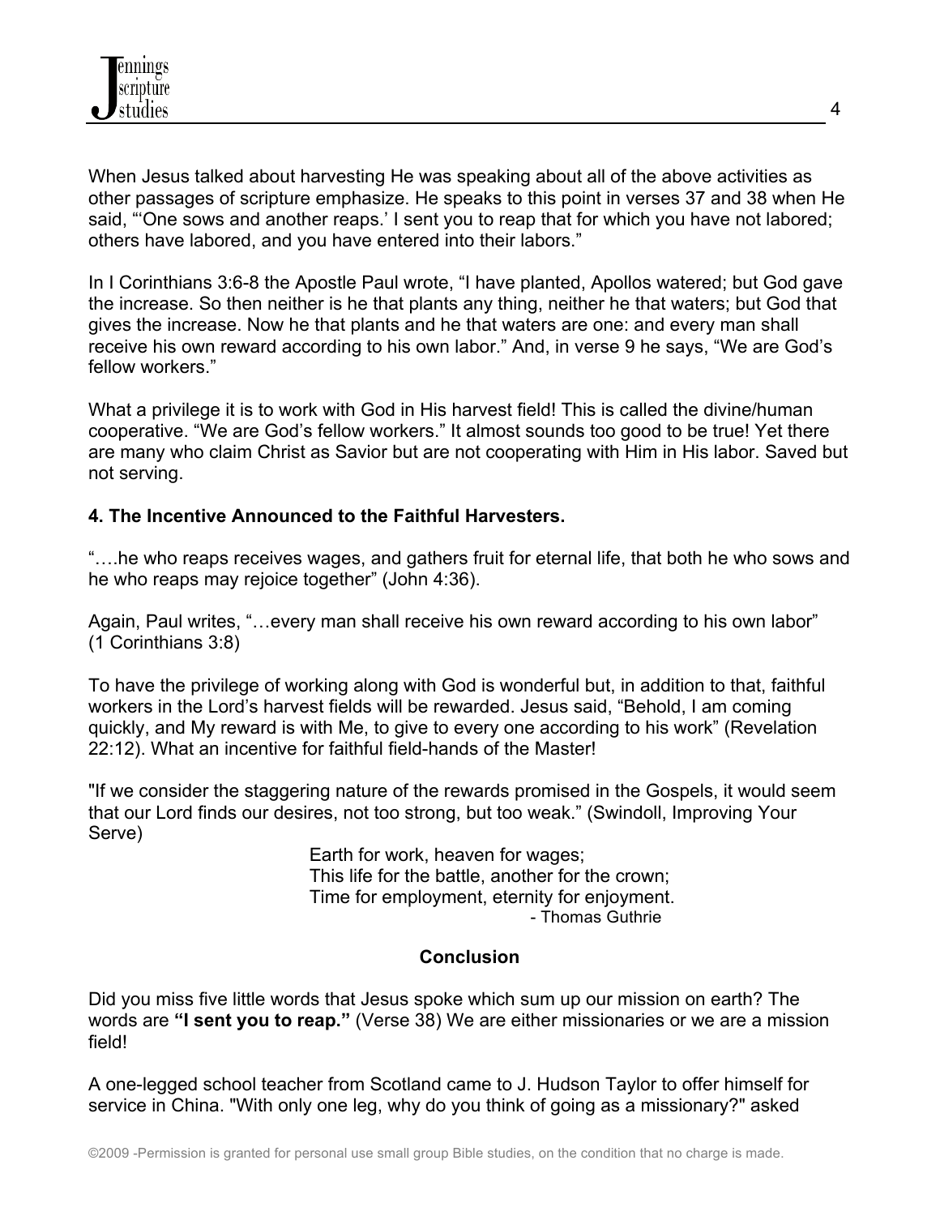When Jesus talked about harvesting He was speaking about all of the above activities as other passages of scripture emphasize. He speaks to this point in verses 37 and 38 when He said, "'One sows and another reaps.' I sent you to reap that for which you have not labored; others have labored, and you have entered into their labors."

In I Corinthians 3:6-8 the Apostle Paul wrote, "I have planted, Apollos watered; but God gave the increase. So then neither is he that plants any thing, neither he that waters; but God that gives the increase. Now he that plants and he that waters are one: and every man shall receive his own reward according to his own labor." And, in verse 9 he says, "We are God's fellow workers."

What a privilege it is to work with God in His harvest field! This is called the divine/human cooperative. "We are God's fellow workers." It almost sounds too good to be true! Yet there are many who claim Christ as Savior but are not cooperating with Him in His labor. Saved but not serving.

**4. The Incentive Announced to the Faithful Harvesters.**

"….he who reaps receives wages, and gathers fruit for eternal life, that both he who sows and he who reaps may rejoice together" (John 4:36).

Again, Paul writes, "…every man shall receive his own reward according to his own labor" (1 Corinthians 3:8)

To have the privilege of working along with God is wonderful but, in addition to that, faithful workers in the Lord's harvest fields will be rewarded. Jesus said, "Behold, I am coming quickly, and My reward is with Me, to give to every one according to his work" (Revelation 22:12). What an incentive for faithful field-hands of the Master!

"If we consider the staggering nature of the rewards promised in the Gospels, it would seem that our Lord finds our desires, not too strong, but too weak." (Swindoll, Improving Your Serve)

> Earth for work, heaven for wages;
> This life for the battle, another for the crown;
> Time for employment, eternity for enjoyment.
> - Thomas Guthrie

**Conclusion**

Did you miss five little words that Jesus spoke which sum up our mission on earth? The words are **"I sent you to reap."** (Verse 38) We are either missionaries or we are a mission field!

A one-legged school teacher from Scotland came to J. Hudson Taylor to offer himself for service in China. "With only one leg, why do you think of going as a missionary?" asked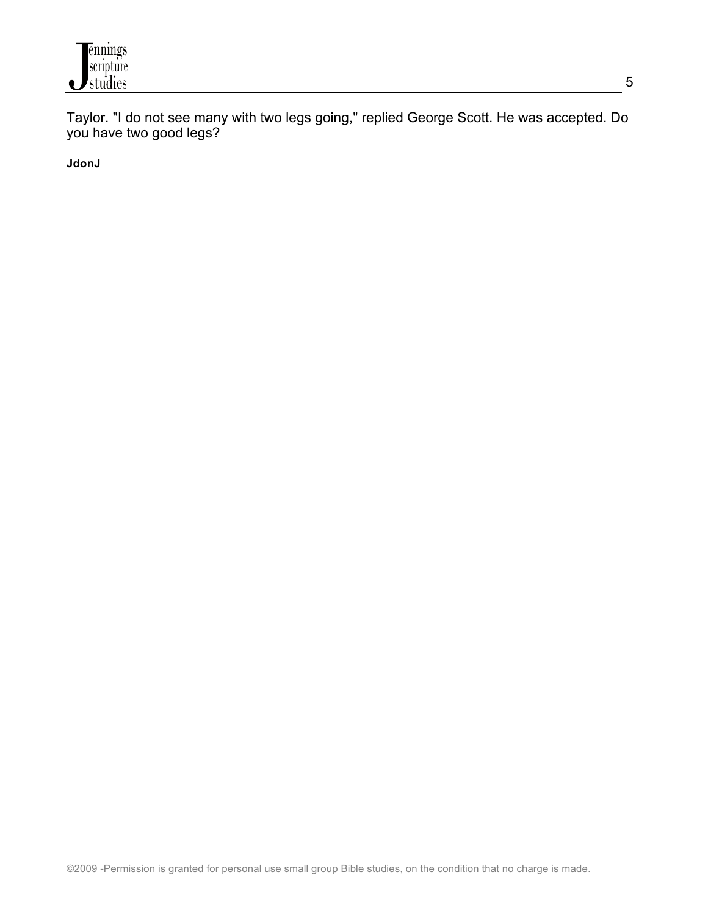Taylor. "I do not see many with two legs going," replied George Scott. He was accepted. Do you have two good legs?

**JdonJ**